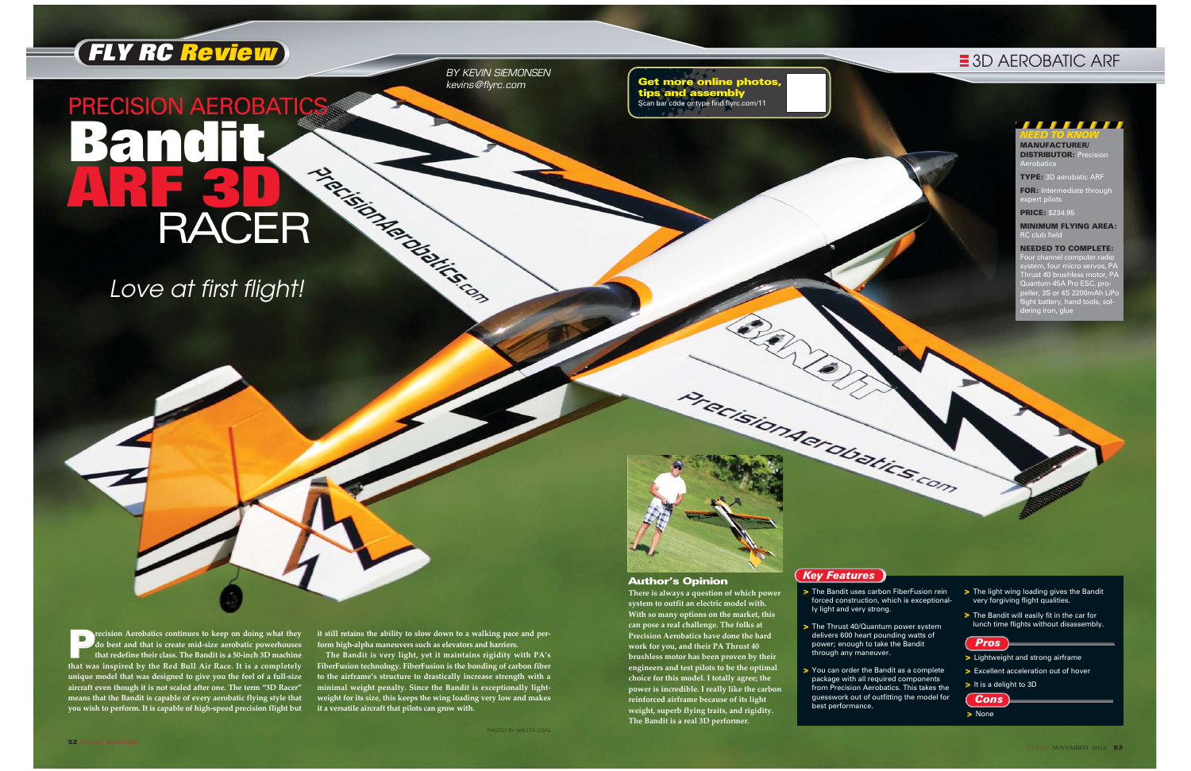# PRECISION AEROBATICS Bandit ARF 3D RACER

*Love at first flight!*

BY KEVIN SIEMONSEN
kevins@flyrc.com

**Get more online photos, tips and assembly**
Scan bar code or type find.flyrc.com/11

## 3D AEROBATIC ARF

### NEED TO KNOW

**MANUFACTURER/ DISTRIBUTOR:** Precision Aerobatics

**TYPE:** 3D aerobatic ARF

**FOR:** Intermediate through expert pilots

**PRICE:** $234.95

**MINIMUM FLYING AREA:** RC club field

**NEEDED TO COMPLETE:** Four channel computer radio system, four micro servos, PA Thrust 40 brushless motor, PA Quantum 45A Pro ESC, propeller, 3S or 4S 2200mAh LiPo flight battery, hand tools, soldering iron, glue

Precision Aerobatics continues to keep on doing what they do best and that is create mid-size aerobatic powerhouses that redefine their class. The Bandit is a 50-inch 3D machine that was inspired by the Red Bull Air Race. It is a completely unique model that was designed to give you the feel of a full-size aircraft even though it is not scaled after one. The term "3D Racer" means that the Bandit is capable of every aerobatic flying style that you wish to perform. It is capable of high-speed precision flight but it still retains the ability to slow down to a walking pace and perform high-alpha maneuvers such as elevators and harriers.

The Bandit is very light, yet it maintains rigidity with PA's FiberFusion technology. FiberFusion is the bonding of carbon fiber to the airframe's structure to drastically increase strength with a minimal weight penalty. Since the Bandit is exceptionally lightweight for its size, this keeps the wing loading very low and makes it a versatile aircraft that pilots can grow with.

PHOTOS BY WALTER SIDAS

### Author's Opinion

**There is always a question of which power system to outfit an electric model with. With so many options on the market, this can pose a real challenge. The folks at Precision Aerobatics have done the hard work for you, and their PA Thrust 40 brushless motor has been proven by their engineers and test pilots to be the optimal choice for this model. I totally agree; the power is incredible. I really like the carbon reinforced airframe because of its light weight, superb flying traits, and rigidity. The Bandit is a real 3D performer.**

### Key Features

- The Bandit uses carbon FiberFusion reinforced construction, which is exceptionally light and very strong.
- The Thrust 40/Quantum power system delivers 600 heart pounding watts of power; enough to take the Bandit through any maneuver.
- You can order the Bandit as a complete package with all required components from Precision Aerobatics. This takes the guesswork out of outfitting the model for best performance.
- The light wing loading gives the Bandit very forgiving flight qualities.
- The Bandit will easily fit in the car for lunch time flights without disassembly.

### Pros

- Lightweight and strong airframe
- Excellent acceleration out of hover
- It is a delight to 3D

### Cons

- None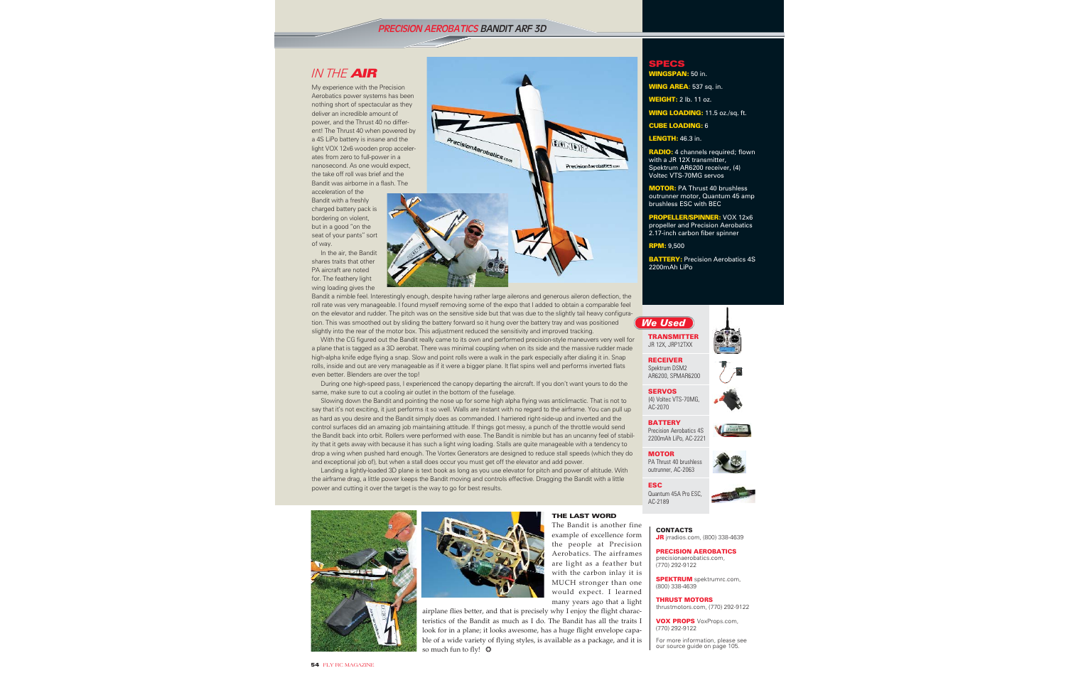## IN THE AIR

My experience with the Precision Aerobatics power systems has been nothing short of spectacular as they deliver an incredible amount of power, and the Thrust 40 no different! The Thrust 40 when powered by a 4S LiPo battery is insane and the light VOX 12x6 wooden prop accelerates from zero to full-power in a nanosecond. As one would expect, the take off roll was brief and the Bandit was airborne in a flash. The acceleration of the Bandit with a freshly charged battery pack is bordering on violent, but in a good "on the seat of your pants" sort of way.

In the air, the Bandit shares traits that other PA aircraft are noted for. The feathery light wing loading gives the Bandit a nimble feel. Interestingly enough, despite having rather large ailerons and generous aileron deflection, the roll rate was very manageable. I found myself removing some of the expo that I added to obtain a comparable feel on the elevator and rudder. The pitch was on the sensitive side but that was due to the slightly tail heavy configuration. This was smoothed out by sliding the battery forward so it hung over the battery tray and was positioned slightly into the rear of the motor box. This adjustment reduced the sensitivity and improved tracking.

With the CG figured out the Bandit really came to its own and performed precision-style maneuvers very well for a plane that is tagged as a 3D aerobat. There was minimal coupling when on its side and the massive rudder made high-alpha knife edge flying a snap. Slow and point rolls were a walk in the park especially after dialing it in. Snap rolls, inside and out are very manageable as if it were a bigger plane. It flat spins well and performs inverted flats even better. Blenders are over the top!

During one high-speed pass, I experienced the canopy departing the aircraft. If you don't want yours to do the same, make sure to cut a cooling air outlet in the bottom of the fuselage.

Slowing down the Bandit and pointing the nose up for some high alpha flying was anticlimactic. That is not to say that it's not exciting, it just performs it so well. Walls are instant with no regard to the airframe. You can pull up as hard as you desire and the Bandit simply does as commanded. I harriered right-side-up and inverted and the control surfaces did an amazing job maintaining attitude. If things got messy, a punch of the throttle would send the Bandit back into orbit. Rollers were performed with ease. The Bandit is nimble but has an uncanny feel of stability that it gets away with because it has such a light wing loading. Stalls are quite manageable with a tendency to drop a wing when pushed hard enough. The Vortex Generators are designed to reduce stall speeds (which they do and exceptional job of), but when a stall does occur you must get off the elevator and add power.

Landing a lightly-loaded 3D plane is text book as long as you use elevator for pitch and power of altitude. With the airframe drag, a little power keeps the Bandit moving and controls effective. Dragging the Bandit with a little power and cutting it over the target is the way to go for best results.

### THE LAST WORD

The Bandit is another fine example of excellence form the people at Precision Aerobatics. The airframes are light as a feather but with the carbon inlay it is MUCH stronger than one would expect. I learned many years ago that a light airplane flies better, and that is precisely why I enjoy the flight characteristics of the Bandit as much as I do. The Bandit has all the traits I look for in a plane; it looks awesome, has a huge flight envelope capable of a wide variety of flying styles, is available as a package, and it is so much fun to fly! ✪

## SPECS

**WINGSPAN:** 50 in.

**WING AREA:** 537 sq. in.

**WEIGHT:** 2 lb. 11 oz.

**WING LOADING:** 11.5 oz./sq. ft.

**CUBE LOADING:** 6

**LENGTH:** 46.3 in.

**RADIO:** 4 channels required; flown with a JR 12X transmitter, Spektrum AR6200 receiver, (4) Voltec VTS-70MG servos

**MOTOR:** PA Thrust 40 brushless outrunner motor, Quantum 45 amp brushless ESC with BEC

**PROPELLER/SPINNER:** VOX 12x6 propeller and Precision Aerobatics 2.17-inch carbon fiber spinner

**RPM:** 9,500

**BATTERY:** Precision Aerobatics 4S 2200mAh LiPo

## We Used

**TRANSMITTER**
JR 12X, JRP12TXX

**RECEIVER**
Spektrum DSM2 AR6200, SPMAR6200

**SERVOS**
(4) Voltec VTS-70MG, AC-2070

**BATTERY**
Precision Aerobatics 4S 2200mAh LiPo, AC-2221

**MOTOR**
PA Thrust 40 brushless outrunner, AC-2063

**ESC**
Quantum 45A Pro ESC, AC-2189

## CONTACTS

**JR** jrradios.com, (800) 338-4639

**PRECISION AEROBATICS** precisionaerobatics.com, (770) 292-9122

**SPEKTRUM** spektrumrc.com, (800) 338-4639

**THRUST MOTORS** thrustmotors.com, (770) 292-9122

**VOX PROPS** VoxProps.com, (770) 292-9122

For more information, please see our source guide on page 105.